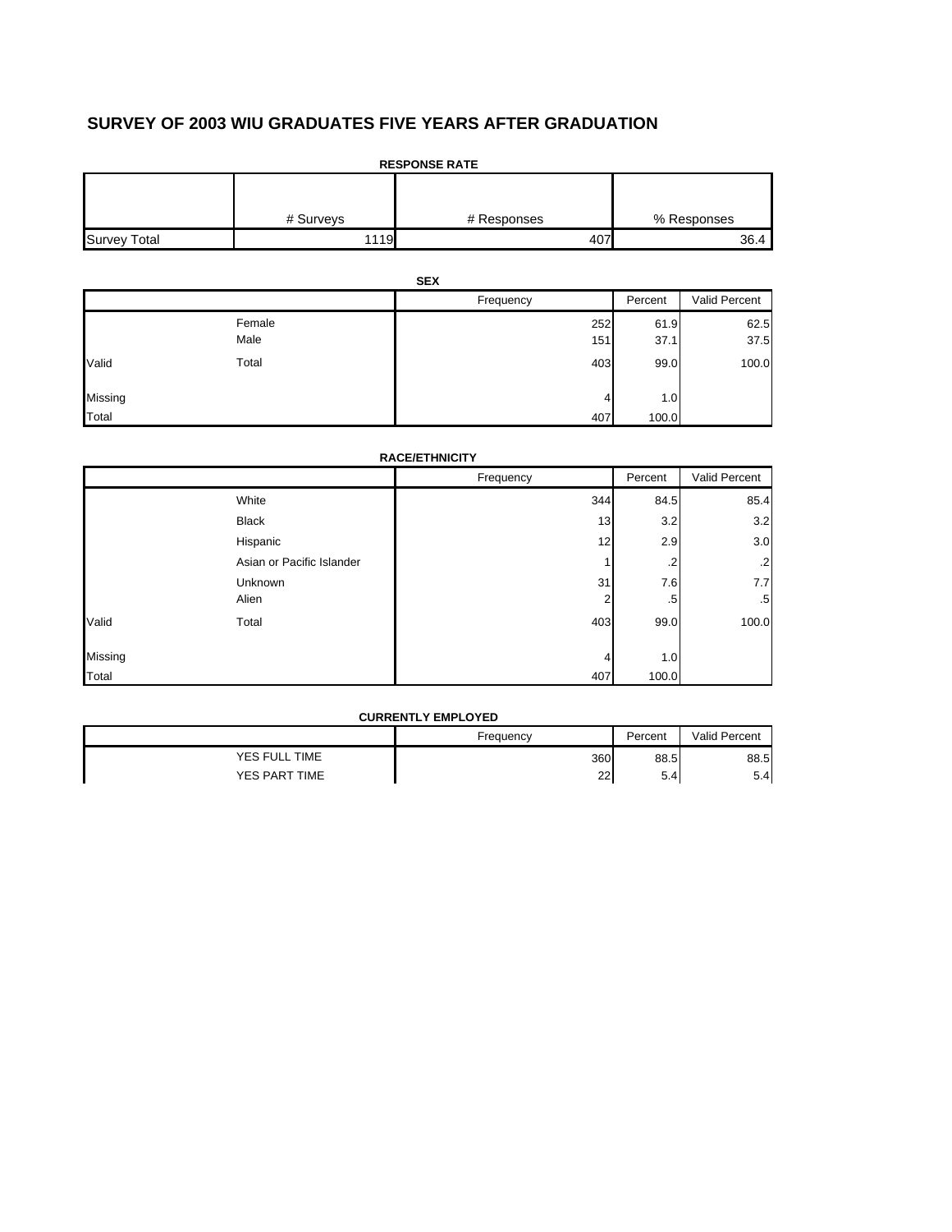# SURVEY OF 2003 WIU GRADUATES FIVE YEARS AFTER GRADUATION

**RESPONSE RATE**

| | # Surveys | # Responses | % Responses |
|---|---|---|---|
| Survey Total | 1119 | 407 | 36.4 |

**SEX**

| | | Frequency | Percent | Valid Percent |
|---|---|---|---|---|
| | Female | 252 | 61.9 | 62.5 |
| | Male | 151 | 37.1 | 37.5 |
| Valid | Total | 403 | 99.0 | 100.0 |
| Missing | | 4 | 1.0 | |
| Total | | 407 | 100.0 | |

**RACE/ETHNICITY**

| | | Frequency | Percent | Valid Percent |
|---|---|---|---|---|
| | White | 344 | 84.5 | 85.4 |
| | Black | 13 | 3.2 | 3.2 |
| | Hispanic | 12 | 2.9 | 3.0 |
| | Asian or Pacific Islander | 1 | .2 | .2 |
| | Unknown | 31 | 7.6 | 7.7 |
| | Alien | 2 | .5 | .5 |
| Valid | Total | 403 | 99.0 | 100.0 |
| Missing | | 4 | 1.0 | |
| Total | | 407 | 100.0 | |

**CURRENTLY EMPLOYED**

| | Frequency | Percent | Valid Percent |
|---|---|---|---|
| YES FULL TIME | 360 | 88.5 | 88.5 |
| YES PART TIME | 22 | 5.4 | 5.4 |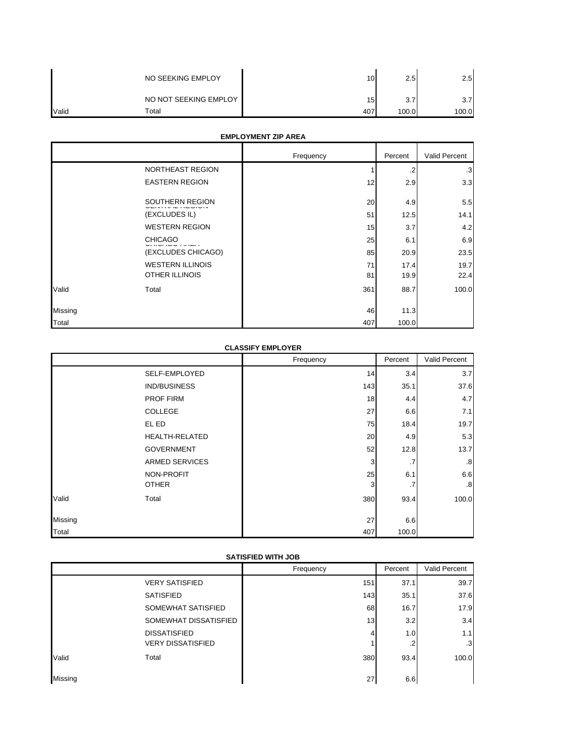| | | Frequency | Percent | Valid Percent |
|---|---|---|---|---|
| | NO SEEKING EMPLOY | 10 | 2.5 | 2.5 |
| | NO NOT SEEKING EMPLOY | 15 | 3.7 | 3.7 |
| Valid | Total | 407 | 100.0 | 100.0 |

**EMPLOYMENT ZIP AREA**

| | | Frequency | Percent | Valid Percent |
|---|---|---|---|---|
| | NORTHEAST REGION | 1 | .2 | .3 |
| | EASTERN REGION | 12 | 2.9 | 3.3 |
| | SOUTHERN REGION | 20 | 4.9 | 5.5 |
| | CENTRAL REGION (EXCLUDES IL) | 51 | 12.5 | 14.1 |
| | WESTERN REGION | 15 | 3.7 | 4.2 |
| | CHICAGO | 25 | 6.1 | 6.9 |
| | CHICAGO AREA (EXCLUDES CHICAGO) | 85 | 20.9 | 23.5 |
| | WESTERN ILLINOIS | 71 | 17.4 | 19.7 |
| | OTHER ILLINOIS | 81 | 19.9 | 22.4 |
| Valid | Total | 361 | 88.7 | 100.0 |
| Missing | | 46 | 11.3 | |
| Total | | 407 | 100.0 | |

**CLASSIFY EMPLOYER**

| | | Frequency | Percent | Valid Percent |
|---|---|---|---|---|
| | SELF-EMPLOYED | 14 | 3.4 | 3.7 |
| | IND/BUSINESS | 143 | 35.1 | 37.6 |
| | PROF FIRM | 18 | 4.4 | 4.7 |
| | COLLEGE | 27 | 6.6 | 7.1 |
| | EL ED | 75 | 18.4 | 19.7 |
| | HEALTH-RELATED | 20 | 4.9 | 5.3 |
| | GOVERNMENT | 52 | 12.8 | 13.7 |
| | ARMED SERVICES | 3 | .7 | .8 |
| | NON-PROFIT | 25 | 6.1 | 6.6 |
| | OTHER | 3 | .7 | .8 |
| Valid | Total | 380 | 93.4 | 100.0 |
| Missing | | 27 | 6.6 | |
| Total | | 407 | 100.0 | |

**SATISFIED WITH JOB**

| | | Frequency | Percent | Valid Percent |
|---|---|---|---|---|
| | VERY SATISFIED | 151 | 37.1 | 39.7 |
| | SATISFIED | 143 | 35.1 | 37.6 |
| | SOMEWHAT SATISFIED | 68 | 16.7 | 17.9 |
| | SOMEWHAT DISSATISFIED | 13 | 3.2 | 3.4 |
| | DISSATISFIED | 4 | 1.0 | 1.1 |
| | VERY DISSATISFIED | 1 | .2 | .3 |
| Valid | Total | 380 | 93.4 | 100.0 |
| Missing | | 27 | 6.6 | |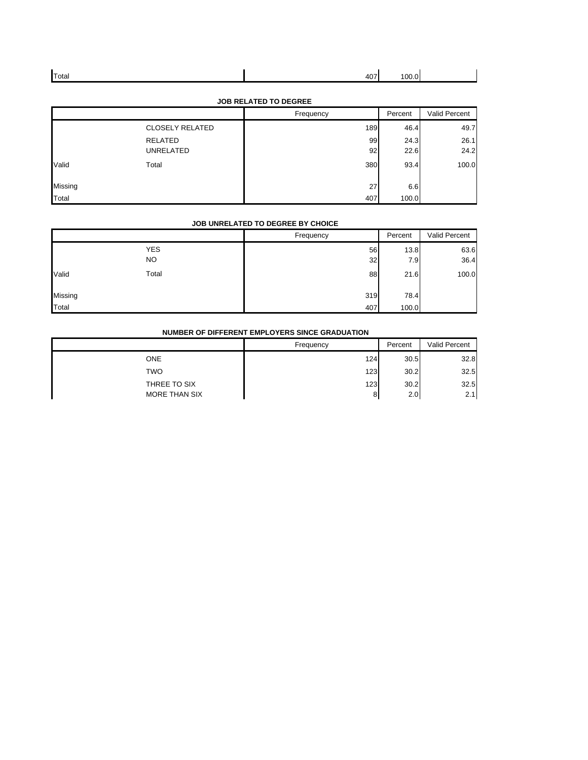| | | Frequency | Percent | Valid Percent |
|---|---|---|---|---|
| Total | | 407 | 100.0 | |

**JOB RELATED TO DEGREE**

| | | Frequency | Percent | Valid Percent |
|---|---|---|---|---|
| Valid | CLOSELY RELATED | 189 | 46.4 | 49.7 |
| | RELATED | 99 | 24.3 | 26.1 |
| | UNRELATED | 92 | 22.6 | 24.2 |
| | Total | 380 | 93.4 | 100.0 |
| Missing | | 27 | 6.6 | |
| Total | | 407 | 100.0 | |

**JOB UNRELATED TO DEGREE BY CHOICE**

| | | Frequency | Percent | Valid Percent |
|---|---|---|---|---|
| Valid | YES | 56 | 13.8 | 63.6 |
| | NO | 32 | 7.9 | 36.4 |
| | Total | 88 | 21.6 | 100.0 |
| Missing | | 319 | 78.4 | |
| Total | | 407 | 100.0 | |

**NUMBER OF DIFFERENT EMPLOYERS SINCE GRADUATION**

| | | Frequency | Percent | Valid Percent |
|---|---|---|---|---|
| | ONE | 124 | 30.5 | 32.8 |
| | TWO | 123 | 30.2 | 32.5 |
| | THREE TO SIX | 123 | 30.2 | 32.5 |
| | MORE THAN SIX | 8 | 2.0 | 2.1 |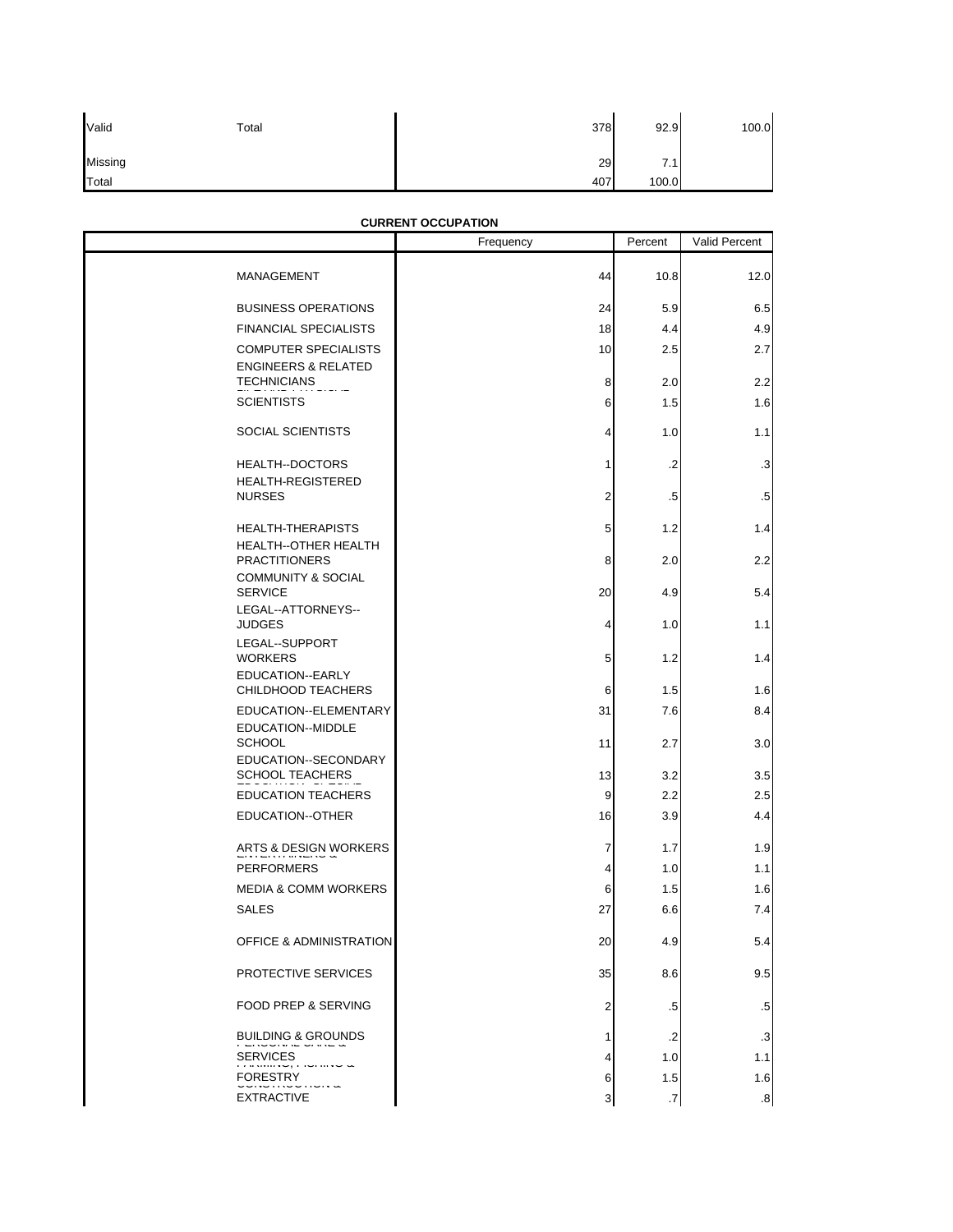|  |  | Frequency | Percent | Valid Percent |
|---|---|---|---|---|
| Valid | Total | 378 | 92.9 | 100.0 |
| Missing |  | 29 | 7.1 |  |
| Total |  | 407 | 100.0 |  |

**CURRENT OCCUPATION**

|  |  | Frequency | Percent | Valid Percent |
|---|---|---|---|---|
|  | MANAGEMENT | 44 | 10.8 | 12.0 |
|  | BUSINESS OPERATIONS | 24 | 5.9 | 6.5 |
|  | FINANCIAL SPECIALISTS | 18 | 4.4 | 4.9 |
|  | COMPUTER SPECIALISTS | 10 | 2.5 | 2.7 |
|  | ENGINEERS & RELATED TECHNICIANS | 8 | 2.0 | 2.2 |
|  | SCIENTISTS | 6 | 1.5 | 1.6 |
|  | SOCIAL SCIENTISTS | 4 | 1.0 | 1.1 |
|  | HEALTH--DOCTORS | 1 | .2 | .3 |
|  | HEALTH-REGISTERED NURSES | 2 | .5 | .5 |
|  | HEALTH-THERAPISTS | 5 | 1.2 | 1.4 |
|  | HEALTH--OTHER HEALTH PRACTITIONERS | 8 | 2.0 | 2.2 |
|  | COMMUNITY & SOCIAL SERVICE | 20 | 4.9 | 5.4 |
|  | LEGAL--ATTORNEYS--JUDGES | 4 | 1.0 | 1.1 |
|  | LEGAL--SUPPORT WORKERS | 5 | 1.2 | 1.4 |
|  | EDUCATION--EARLY CHILDHOOD TEACHERS | 6 | 1.5 | 1.6 |
|  | EDUCATION--ELEMENTARY | 31 | 7.6 | 8.4 |
|  | EDUCATION--MIDDLE SCHOOL | 11 | 2.7 | 3.0 |
|  | EDUCATION--SECONDARY SCHOOL TEACHERS | 13 | 3.2 | 3.5 |
|  | EDUCATION TEACHERS | 9 | 2.2 | 2.5 |
|  | EDUCATION--OTHER | 16 | 3.9 | 4.4 |
|  | ARTS & DESIGN WORKERS | 7 | 1.7 | 1.9 |
|  | PERFORMERS | 4 | 1.0 | 1.1 |
|  | MEDIA & COMM WORKERS | 6 | 1.5 | 1.6 |
|  | SALES | 27 | 6.6 | 7.4 |
|  | OFFICE & ADMINISTRATION | 20 | 4.9 | 5.4 |
|  | PROTECTIVE SERVICES | 35 | 8.6 | 9.5 |
|  | FOOD PREP & SERVING | 2 | .5 | .5 |
|  | BUILDING & GROUNDS | 1 | .2 | .3 |
|  | SERVICES | 4 | 1.0 | 1.1 |
|  | FORESTRY | 6 | 1.5 | 1.6 |
|  | EXTRACTIVE | 3 | .7 | .8 |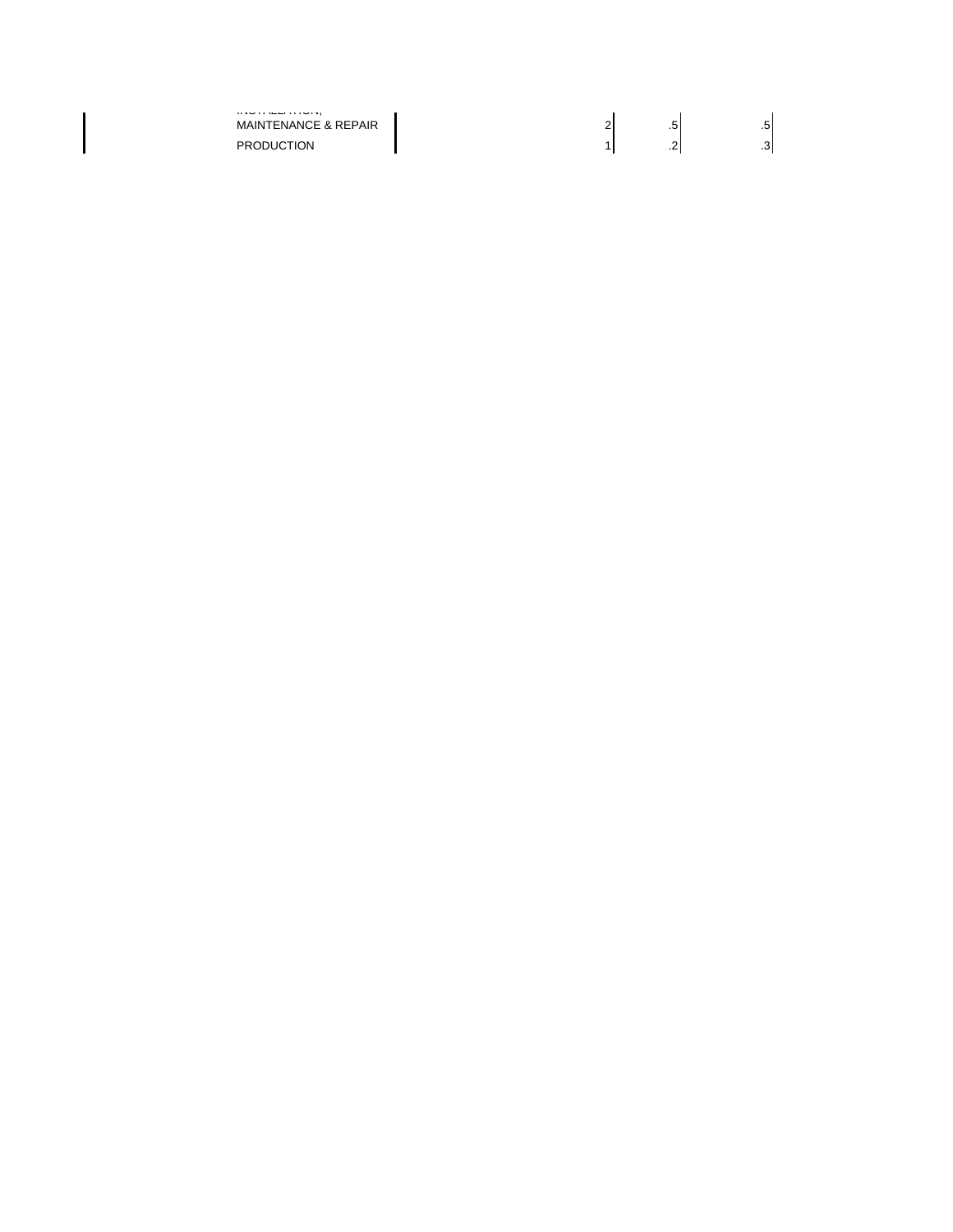| | | | |
|---|---|---|---|
| INSTALLATION, MAINTENANCE & REPAIR | 2 | .5 | .5 |
| PRODUCTION | 1 | .2 | .3 |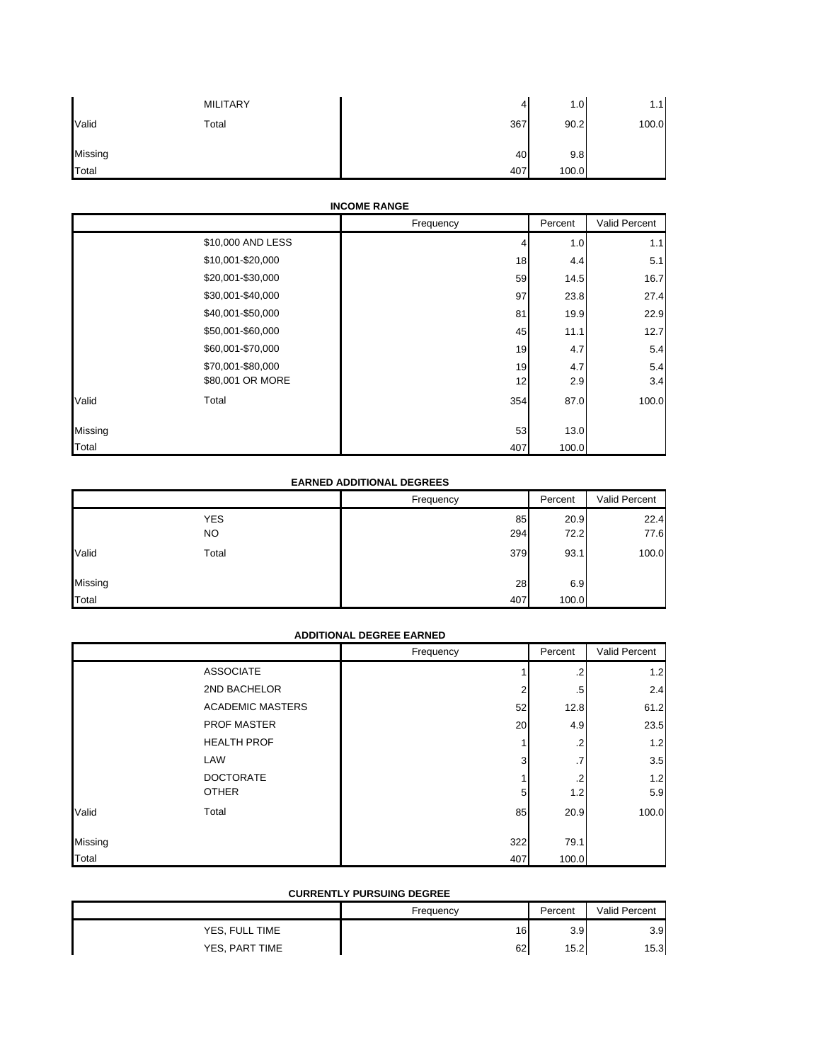| | | Frequency | Percent | Valid Percent |
|---|---|---|---|---|
| | MILITARY | 4 | 1.0 | 1.1 |
| Valid | Total | 367 | 90.2 | 100.0 |
| Missing | | 40 | 9.8 | |
| Total | | 407 | 100.0 | |

**INCOME RANGE**

| | | Frequency | Percent | Valid Percent |
|---|---|---|---|---|
| | $10,000 AND LESS | 4 | 1.0 | 1.1 |
| | $10,001-$20,000 | 18 | 4.4 | 5.1 |
| | $20,001-$30,000 | 59 | 14.5 | 16.7 |
| | $30,001-$40,000 | 97 | 23.8 | 27.4 |
| | $40,001-$50,000 | 81 | 19.9 | 22.9 |
| | $50,001-$60,000 | 45 | 11.1 | 12.7 |
| | $60,001-$70,000 | 19 | 4.7 | 5.4 |
| | $70,001-$80,000 | 19 | 4.7 | 5.4 |
| | $80,001 OR MORE | 12 | 2.9 | 3.4 |
| Valid | Total | 354 | 87.0 | 100.0 |
| Missing | | 53 | 13.0 | |
| Total | | 407 | 100.0 | |

**EARNED ADDITIONAL DEGREES**

| | | Frequency | Percent | Valid Percent |
|---|---|---|---|---|
| | YES | 85 | 20.9 | 22.4 |
| | NO | 294 | 72.2 | 77.6 |
| Valid | Total | 379 | 93.1 | 100.0 |
| Missing | | 28 | 6.9 | |
| Total | | 407 | 100.0 | |

**ADDITIONAL DEGREE EARNED**

| | | Frequency | Percent | Valid Percent |
|---|---|---|---|---|
| | ASSOCIATE | 1 | .2 | 1.2 |
| | 2ND BACHELOR | 2 | .5 | 2.4 |
| | ACADEMIC MASTERS | 52 | 12.8 | 61.2 |
| | PROF MASTER | 20 | 4.9 | 23.5 |
| | HEALTH PROF | 1 | .2 | 1.2 |
| | LAW | 3 | .7 | 3.5 |
| | DOCTORATE | 1 | .2 | 1.2 |
| | OTHER | 5 | 1.2 | 5.9 |
| Valid | Total | 85 | 20.9 | 100.0 |
| Missing | | 322 | 79.1 | |
| Total | | 407 | 100.0 | |

**CURRENTLY PURSUING DEGREE**

| | | Frequency | Percent | Valid Percent |
|---|---|---|---|---|
| | YES, FULL TIME | 16 | 3.9 | 3.9 |
| | YES, PART TIME | 62 | 15.2 | 15.3 |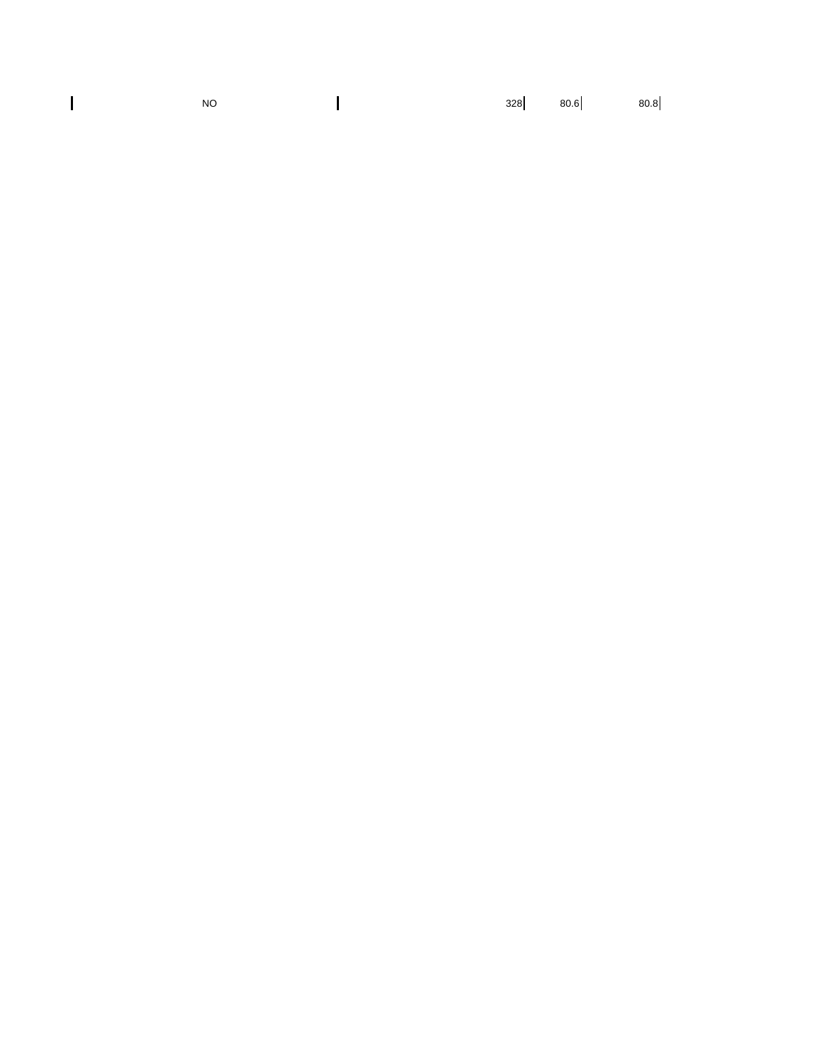| NO | | 328 | 80.6 | 80.8 |
|---|---|---|---|---|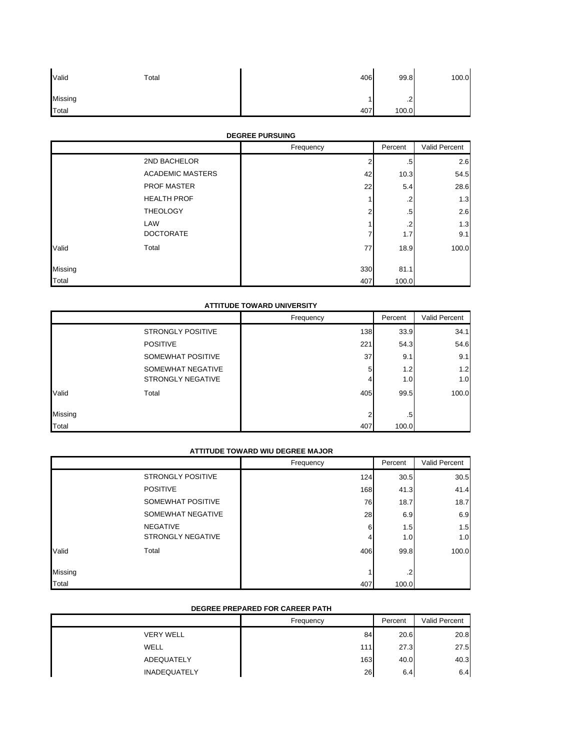| | | Frequency | Percent | Valid Percent |
|---|---|---|---|---|
| Valid | Total | 406 | 99.8 | 100.0 |
| Missing | | 1 | .2 | |
| Total | | 407 | 100.0 | |

**DEGREE PURSUING**

| | | Frequency | Percent | Valid Percent |
|---|---|---|---|---|
| Valid | 2ND BACHELOR | 2 | .5 | 2.6 |
| | ACADEMIC MASTERS | 42 | 10.3 | 54.5 |
| | PROF MASTER | 22 | 5.4 | 28.6 |
| | HEALTH PROF | 1 | .2 | 1.3 |
| | THEOLOGY | 2 | .5 | 2.6 |
| | LAW | 1 | .2 | 1.3 |
| | DOCTORATE | 7 | 1.7 | 9.1 |
| | Total | 77 | 18.9 | 100.0 |
| Missing | | 330 | 81.1 | |
| Total | | 407 | 100.0 | |

**ATTITUDE TOWARD UNIVERSITY**

| | | Frequency | Percent | Valid Percent |
|---|---|---|---|---|
| Valid | STRONGLY POSITIVE | 138 | 33.9 | 34.1 |
| | POSITIVE | 221 | 54.3 | 54.6 |
| | SOMEWHAT POSITIVE | 37 | 9.1 | 9.1 |
| | SOMEWHAT NEGATIVE | 5 | 1.2 | 1.2 |
| | STRONGLY NEGATIVE | 4 | 1.0 | 1.0 |
| | Total | 405 | 99.5 | 100.0 |
| Missing | | 2 | .5 | |
| Total | | 407 | 100.0 | |

**ATTITUDE TOWARD WIU DEGREE MAJOR**

| | | Frequency | Percent | Valid Percent |
|---|---|---|---|---|
| Valid | STRONGLY POSITIVE | 124 | 30.5 | 30.5 |
| | POSITIVE | 168 | 41.3 | 41.4 |
| | SOMEWHAT POSITIVE | 76 | 18.7 | 18.7 |
| | SOMEWHAT NEGATIVE | 28 | 6.9 | 6.9 |
| | NEGATIVE | 6 | 1.5 | 1.5 |
| | STRONGLY NEGATIVE | 4 | 1.0 | 1.0 |
| | Total | 406 | 99.8 | 100.0 |
| Missing | | 1 | .2 | |
| Total | | 407 | 100.0 | |

**DEGREE PREPARED FOR CAREER PATH**

| | | Frequency | Percent | Valid Percent |
|---|---|---|---|---|
| | VERY WELL | 84 | 20.6 | 20.8 |
| | WELL | 111 | 27.3 | 27.5 |
| | ADEQUATELY | 163 | 40.0 | 40.3 |
| | INADEQUATELY | 26 | 6.4 | 6.4 |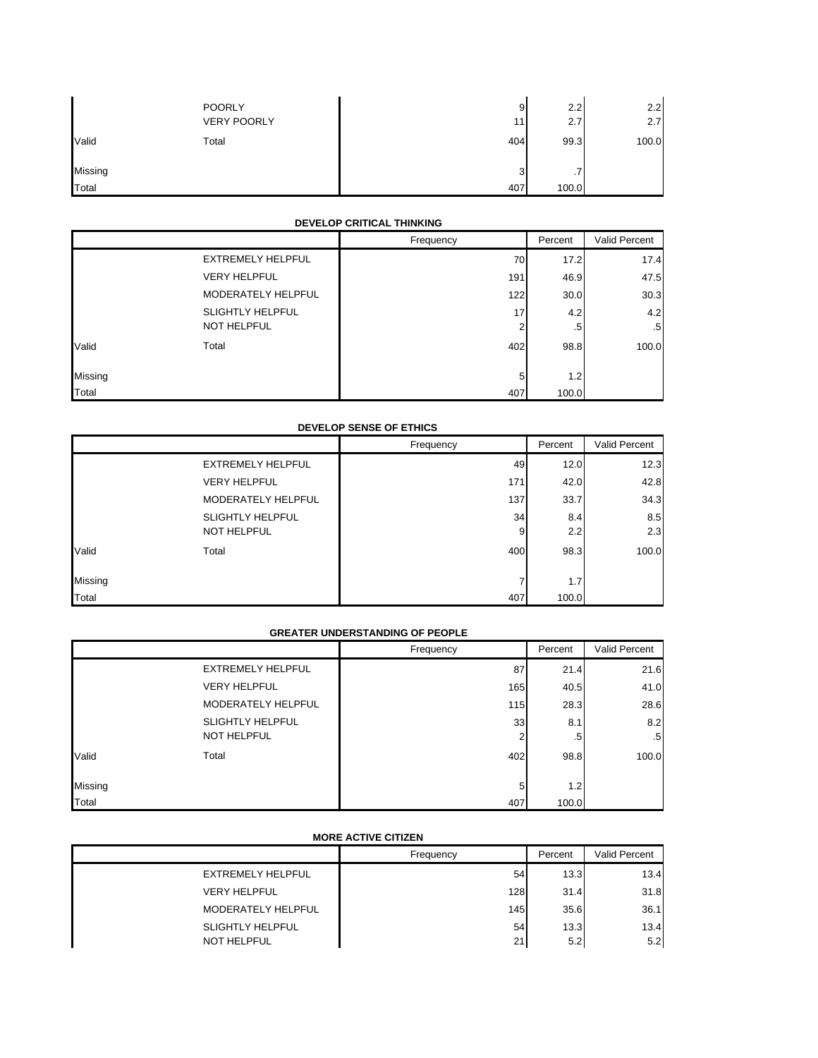| | | Frequency | Percent | Valid Percent |
|---|---|---|---|---|
| | POORLY | 9 | 2.2 | 2.2 |
| | VERY POORLY | 11 | 2.7 | 2.7 |
| Valid | Total | 404 | 99.3 | 100.0 |
| Missing | | 3 | .7 | |
| Total | | 407 | 100.0 | |

**DEVELOP CRITICAL THINKING**

| | | Frequency | Percent | Valid Percent |
|---|---|---|---|---|
| | EXTREMELY HELPFUL | 70 | 17.2 | 17.4 |
| | VERY HELPFUL | 191 | 46.9 | 47.5 |
| | MODERATELY HELPFUL | 122 | 30.0 | 30.3 |
| | SLIGHTLY HELPFUL | 17 | 4.2 | 4.2 |
| | NOT HELPFUL | 2 | .5 | .5 |
| Valid | Total | 402 | 98.8 | 100.0 |
| Missing | | 5 | 1.2 | |
| Total | | 407 | 100.0 | |

**DEVELOP SENSE OF ETHICS**

| | | Frequency | Percent | Valid Percent |
|---|---|---|---|---|
| | EXTREMELY HELPFUL | 49 | 12.0 | 12.3 |
| | VERY HELPFUL | 171 | 42.0 | 42.8 |
| | MODERATELY HELPFUL | 137 | 33.7 | 34.3 |
| | SLIGHTLY HELPFUL | 34 | 8.4 | 8.5 |
| | NOT HELPFUL | 9 | 2.2 | 2.3 |
| Valid | Total | 400 | 98.3 | 100.0 |
| Missing | | 7 | 1.7 | |
| Total | | 407 | 100.0 | |

**GREATER UNDERSTANDING OF PEOPLE**

| | | Frequency | Percent | Valid Percent |
|---|---|---|---|---|
| | EXTREMELY HELPFUL | 87 | 21.4 | 21.6 |
| | VERY HELPFUL | 165 | 40.5 | 41.0 |
| | MODERATELY HELPFUL | 115 | 28.3 | 28.6 |
| | SLIGHTLY HELPFUL | 33 | 8.1 | 8.2 |
| | NOT HELPFUL | 2 | .5 | .5 |
| Valid | Total | 402 | 98.8 | 100.0 |
| Missing | | 5 | 1.2 | |
| Total | | 407 | 100.0 | |

**MORE ACTIVE CITIZEN**

| | | Frequency | Percent | Valid Percent |
|---|---|---|---|---|
| | EXTREMELY HELPFUL | 54 | 13.3 | 13.4 |
| | VERY HELPFUL | 128 | 31.4 | 31.8 |
| | MODERATELY HELPFUL | 145 | 35.6 | 36.1 |
| | SLIGHTLY HELPFUL | 54 | 13.3 | 13.4 |
| | NOT HELPFUL | 21 | 5.2 | 5.2 |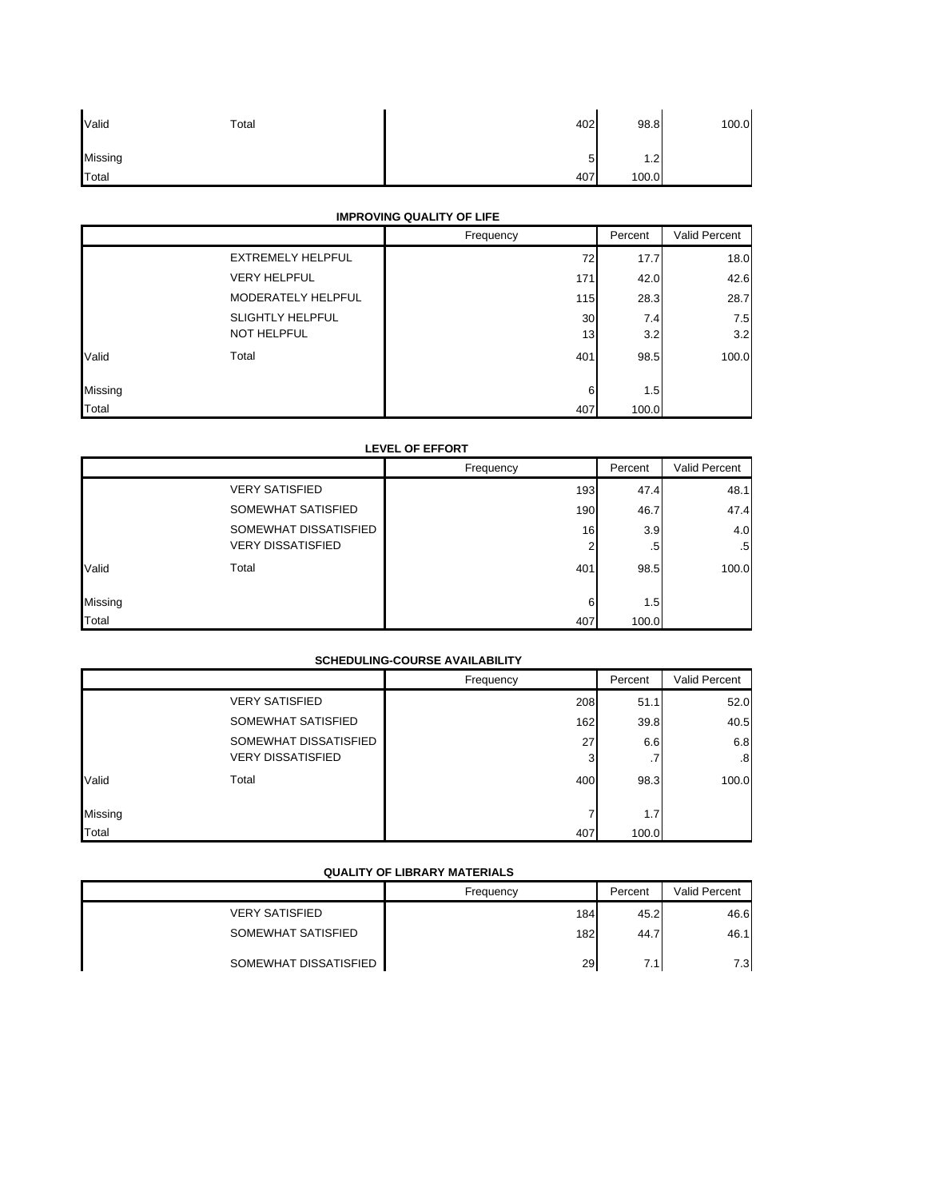| | | Frequency | Percent | Valid Percent |
|---|---|---|---|---|
| Valid | Total | 402 | 98.8 | 100.0 |
| Missing | | 5 | 1.2 | |
| Total | | 407 | 100.0 | |

**IMPROVING QUALITY OF LIFE**

| | | Frequency | Percent | Valid Percent |
|---|---|---|---|---|
| | EXTREMELY HELPFUL | 72 | 17.7 | 18.0 |
| | VERY HELPFUL | 171 | 42.0 | 42.6 |
| | MODERATELY HELPFUL | 115 | 28.3 | 28.7 |
| | SLIGHTLY HELPFUL | 30 | 7.4 | 7.5 |
| | NOT HELPFUL | 13 | 3.2 | 3.2 |
| Valid | Total | 401 | 98.5 | 100.0 |
| Missing | | 6 | 1.5 | |
| Total | | 407 | 100.0 | |

**LEVEL OF EFFORT**

| | | Frequency | Percent | Valid Percent |
|---|---|---|---|---|
| | VERY SATISFIED | 193 | 47.4 | 48.1 |
| | SOMEWHAT SATISFIED | 190 | 46.7 | 47.4 |
| | SOMEWHAT DISSATISFIED | 16 | 3.9 | 4.0 |
| | VERY DISSATISFIED | 2 | .5 | .5 |
| Valid | Total | 401 | 98.5 | 100.0 |
| Missing | | 6 | 1.5 | |
| Total | | 407 | 100.0 | |

**SCHEDULING-COURSE AVAILABILITY**

| | | Frequency | Percent | Valid Percent |
|---|---|---|---|---|
| | VERY SATISFIED | 208 | 51.1 | 52.0 |
| | SOMEWHAT SATISFIED | 162 | 39.8 | 40.5 |
| | SOMEWHAT DISSATISFIED | 27 | 6.6 | 6.8 |
| | VERY DISSATISFIED | 3 | .7 | .8 |
| Valid | Total | 400 | 98.3 | 100.0 |
| Missing | | 7 | 1.7 | |
| Total | | 407 | 100.0 | |

**QUALITY OF LIBRARY MATERIALS**

| | | Frequency | Percent | Valid Percent |
|---|---|---|---|---|
| | VERY SATISFIED | 184 | 45.2 | 46.6 |
| | SOMEWHAT SATISFIED | 182 | 44.7 | 46.1 |
| | SOMEWHAT DISSATISFIED | 29 | 7.1 | 7.3 |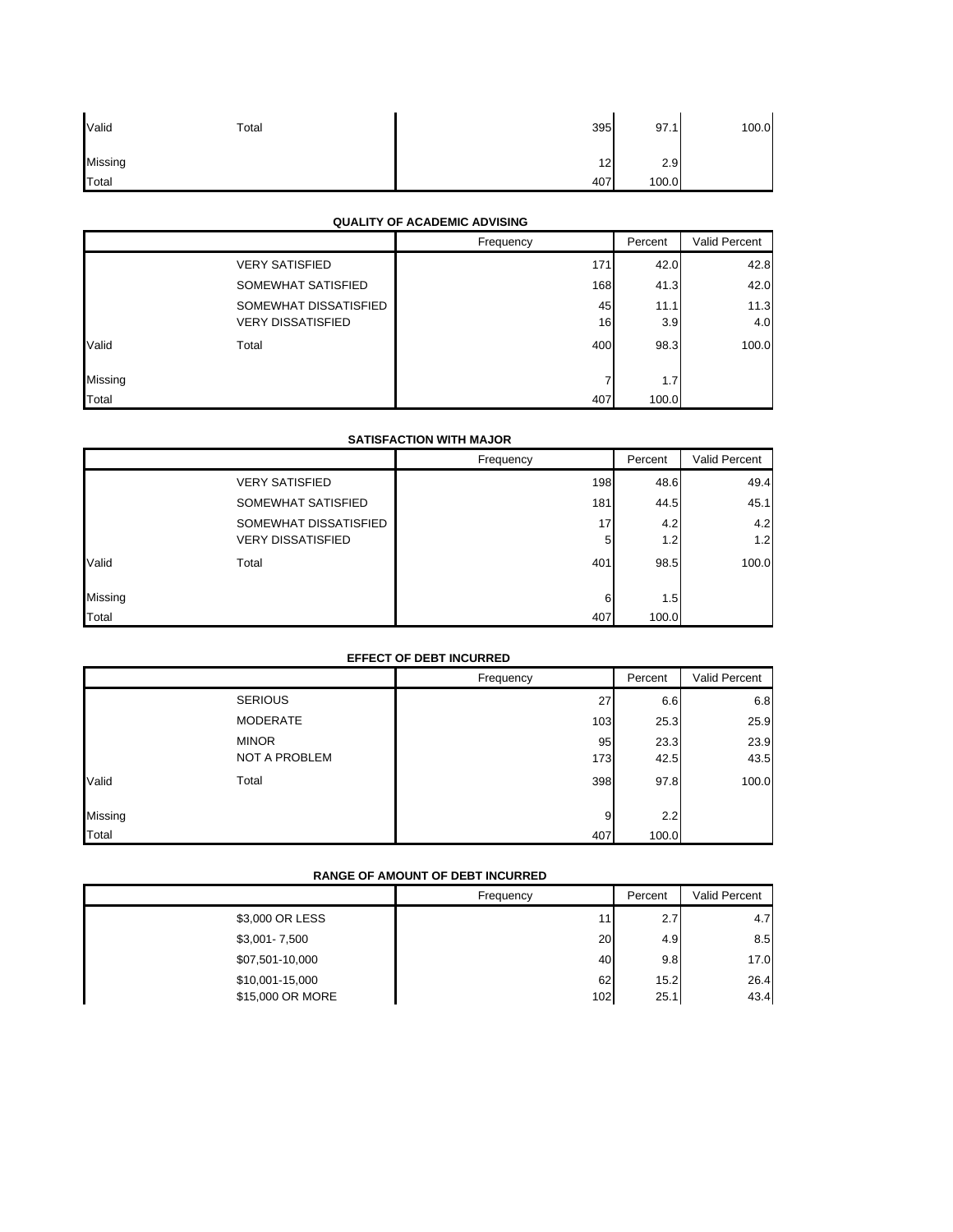| | | Frequency | Percent | Valid Percent |
|---|---|---|---|---|
| Valid | Total | 395 | 97.1 | 100.0 |
| Missing | | 12 | 2.9 | |
| Total | | 407 | 100.0 | |

**QUALITY OF ACADEMIC ADVISING**

| | | Frequency | Percent | Valid Percent |
|---|---|---|---|---|
| | VERY SATISFIED | 171 | 42.0 | 42.8 |
| | SOMEWHAT SATISFIED | 168 | 41.3 | 42.0 |
| | SOMEWHAT DISSATISFIED | 45 | 11.1 | 11.3 |
| | VERY DISSATISFIED | 16 | 3.9 | 4.0 |
| Valid | Total | 400 | 98.3 | 100.0 |
| Missing | | 7 | 1.7 | |
| Total | | 407 | 100.0 | |

**SATISFACTION WITH MAJOR**

| | | Frequency | Percent | Valid Percent |
|---|---|---|---|---|
| | VERY SATISFIED | 198 | 48.6 | 49.4 |
| | SOMEWHAT SATISFIED | 181 | 44.5 | 45.1 |
| | SOMEWHAT DISSATISFIED | 17 | 4.2 | 4.2 |
| | VERY DISSATISFIED | 5 | 1.2 | 1.2 |
| Valid | Total | 401 | 98.5 | 100.0 |
| Missing | | 6 | 1.5 | |
| Total | | 407 | 100.0 | |

**EFFECT OF DEBT INCURRED**

| | | Frequency | Percent | Valid Percent |
|---|---|---|---|---|
| | SERIOUS | 27 | 6.6 | 6.8 |
| | MODERATE | 103 | 25.3 | 25.9 |
| | MINOR | 95 | 23.3 | 23.9 |
| | NOT A PROBLEM | 173 | 42.5 | 43.5 |
| Valid | Total | 398 | 97.8 | 100.0 |
| Missing | | 9 | 2.2 | |
| Total | | 407 | 100.0 | |

**RANGE OF AMOUNT OF DEBT INCURRED**

| | | Frequency | Percent | Valid Percent |
|---|---|---|---|---|
| | $3,000 OR LESS | 11 | 2.7 | 4.7 |
| | $3,001- 7,500 | 20 | 4.9 | 8.5 |
| | $07,501-10,000 | 40 | 9.8 | 17.0 |
| | $10,001-15,000 | 62 | 15.2 | 26.4 |
| | $15,000 OR MORE | 102 | 25.1 | 43.4 |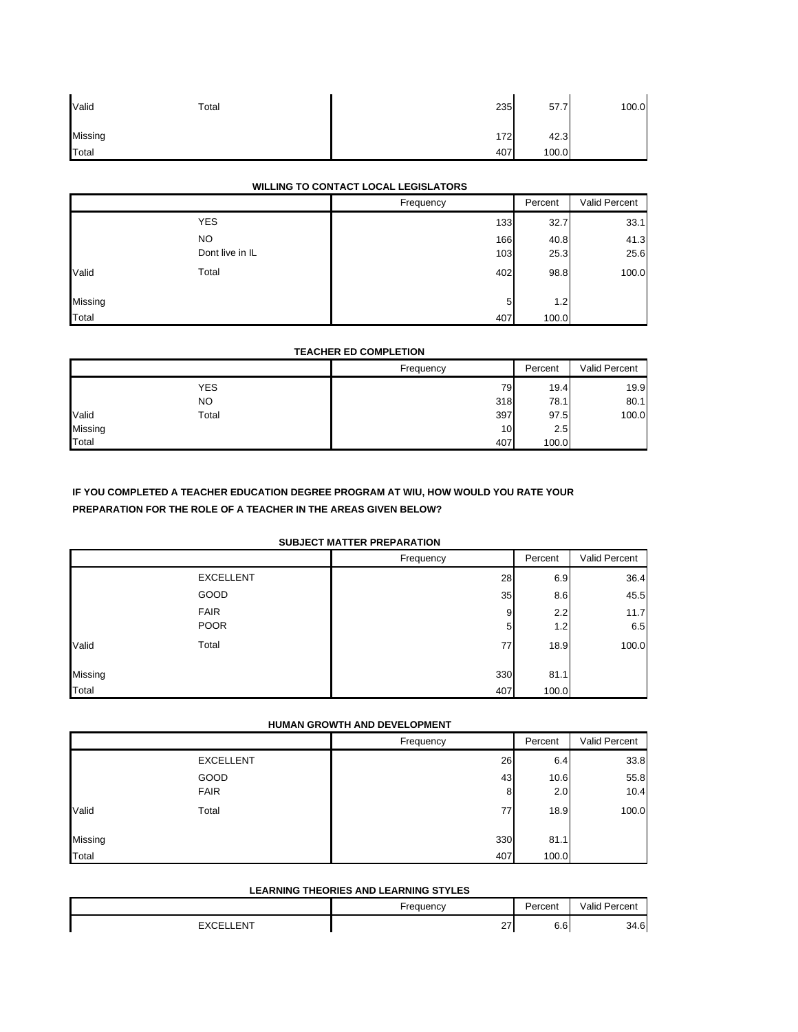|  |  | Frequency | Percent | Valid Percent |
|---|---|---|---|---|
| Valid | Total | 235 | 57.7 | 100.0 |
| Missing |  | 172 | 42.3 |  |
| Total |  | 407 | 100.0 |  |

**WILLING TO CONTACT LOCAL LEGISLATORS**

|  |  | Frequency | Percent | Valid Percent |
|---|---|---|---|---|
|  | YES | 133 | 32.7 | 33.1 |
|  | NO | 166 | 40.8 | 41.3 |
|  | Dont live in IL | 103 | 25.3 | 25.6 |
| Valid | Total | 402 | 98.8 | 100.0 |
| Missing |  | 5 | 1.2 |  |
| Total |  | 407 | 100.0 |  |

**TEACHER ED COMPLETION**

|  |  | Frequency | Percent | Valid Percent |
|---|---|---|---|---|
|  | YES | 79 | 19.4 | 19.9 |
|  | NO | 318 | 78.1 | 80.1 |
| Valid | Total | 397 | 97.5 | 100.0 |
| Missing |  | 10 | 2.5 |  |
| Total |  | 407 | 100.0 |  |

**IF YOU COMPLETED A TEACHER EDUCATION DEGREE PROGRAM AT WIU, HOW WOULD YOU RATE YOUR PREPARATION FOR THE ROLE OF A TEACHER IN THE AREAS GIVEN BELOW?**

**SUBJECT MATTER PREPARATION**

|  |  | Frequency | Percent | Valid Percent |
|---|---|---|---|---|
|  | EXCELLENT | 28 | 6.9 | 36.4 |
|  | GOOD | 35 | 8.6 | 45.5 |
|  | FAIR | 9 | 2.2 | 11.7 |
|  | POOR | 5 | 1.2 | 6.5 |
| Valid | Total | 77 | 18.9 | 100.0 |
| Missing |  | 330 | 81.1 |  |
| Total |  | 407 | 100.0 |  |

**HUMAN GROWTH AND DEVELOPMENT**

|  |  | Frequency | Percent | Valid Percent |
|---|---|---|---|---|
|  | EXCELLENT | 26 | 6.4 | 33.8 |
|  | GOOD | 43 | 10.6 | 55.8 |
|  | FAIR | 8 | 2.0 | 10.4 |
| Valid | Total | 77 | 18.9 | 100.0 |
| Missing |  | 330 | 81.1 |  |
| Total |  | 407 | 100.0 |  |

**LEARNING THEORIES AND LEARNING STYLES**

|  |  | Frequency | Percent | Valid Percent |
|---|---|---|---|---|
|  | EXCELLENT | 27 | 6.6 | 34.6 |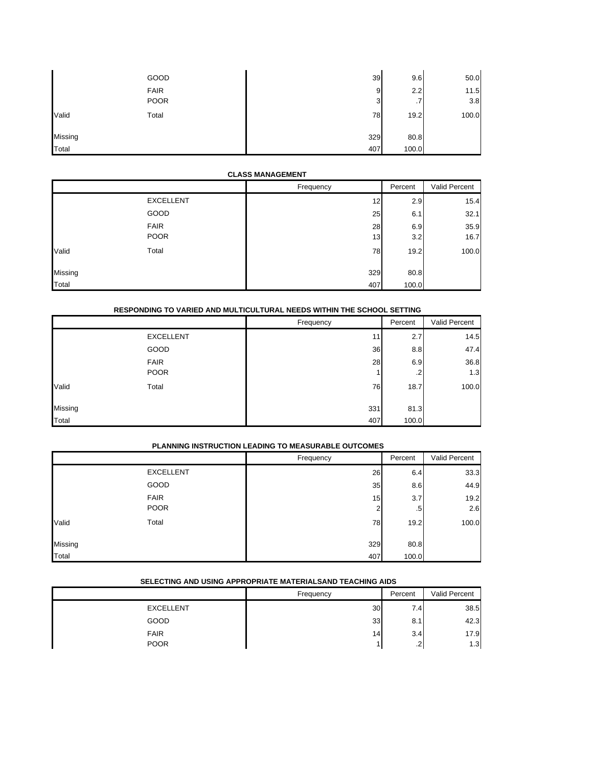| | | Frequency | Percent | Valid Percent |
|---|---|---|---|---|
| | GOOD | 39 | 9.6 | 50.0 |
| | FAIR | 9 | 2.2 | 11.5 |
| | POOR | 3 | .7 | 3.8 |
| Valid | Total | 78 | 19.2 | 100.0 |
| Missing | | 329 | 80.8 | |
| Total | | 407 | 100.0 | |

**CLASS MANAGEMENT**

| | | Frequency | Percent | Valid Percent |
|---|---|---|---|---|
| | EXCELLENT | 12 | 2.9 | 15.4 |
| | GOOD | 25 | 6.1 | 32.1 |
| | FAIR | 28 | 6.9 | 35.9 |
| | POOR | 13 | 3.2 | 16.7 |
| Valid | Total | 78 | 19.2 | 100.0 |
| Missing | | 329 | 80.8 | |
| Total | | 407 | 100.0 | |

**RESPONDING TO VARIED AND MULTICULTURAL NEEDS WITHIN THE SCHOOL SETTING**

| | | Frequency | Percent | Valid Percent |
|---|---|---|---|---|
| | EXCELLENT | 11 | 2.7 | 14.5 |
| | GOOD | 36 | 8.8 | 47.4 |
| | FAIR | 28 | 6.9 | 36.8 |
| | POOR | 1 | .2 | 1.3 |
| Valid | Total | 76 | 18.7 | 100.0 |
| Missing | | 331 | 81.3 | |
| Total | | 407 | 100.0 | |

**PLANNING INSTRUCTION LEADING TO MEASURABLE OUTCOMES**

| | | Frequency | Percent | Valid Percent |
|---|---|---|---|---|
| | EXCELLENT | 26 | 6.4 | 33.3 |
| | GOOD | 35 | 8.6 | 44.9 |
| | FAIR | 15 | 3.7 | 19.2 |
| | POOR | 2 | .5 | 2.6 |
| Valid | Total | 78 | 19.2 | 100.0 |
| Missing | | 329 | 80.8 | |
| Total | | 407 | 100.0 | |

**SELECTING AND USING APPROPRIATE MATERIALSAND TEACHING AIDS**

| | | Frequency | Percent | Valid Percent |
|---|---|---|---|---|
| | EXCELLENT | 30 | 7.4 | 38.5 |
| | GOOD | 33 | 8.1 | 42.3 |
| | FAIR | 14 | 3.4 | 17.9 |
| | POOR | 1 | .2 | 1.3 |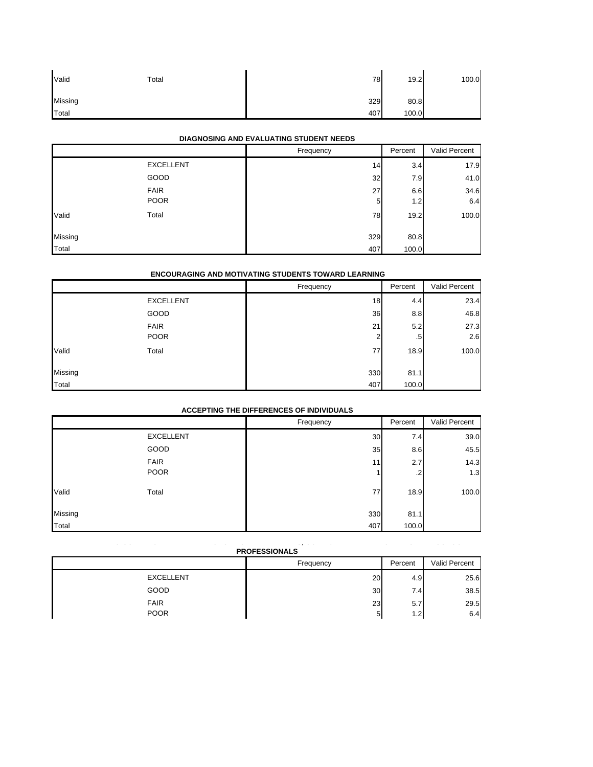| | | Frequency | Percent | Valid Percent |
|---|---|---|---|---|
| Valid | Total | 78 | 19.2 | 100.0 |
| Missing | | 329 | 80.8 | |
| Total | | 407 | 100.0 | |

**DIAGNOSING AND EVALUATING STUDENT NEEDS**

| | | Frequency | Percent | Valid Percent |
|---|---|---|---|---|
| | EXCELLENT | 14 | 3.4 | 17.9 |
| | GOOD | 32 | 7.9 | 41.0 |
| | FAIR | 27 | 6.6 | 34.6 |
| | POOR | 5 | 1.2 | 6.4 |
| Valid | Total | 78 | 19.2 | 100.0 |
| Missing | | 329 | 80.8 | |
| Total | | 407 | 100.0 | |

**ENCOURAGING AND MOTIVATING STUDENTS TOWARD LEARNING**

| | | Frequency | Percent | Valid Percent |
|---|---|---|---|---|
| | EXCELLENT | 18 | 4.4 | 23.4 |
| | GOOD | 36 | 8.8 | 46.8 |
| | FAIR | 21 | 5.2 | 27.3 |
| | POOR | 2 | .5 | 2.6 |
| Valid | Total | 77 | 18.9 | 100.0 |
| Missing | | 330 | 81.1 | |
| Total | | 407 | 100.0 | |

**ACCEPTING THE DIFFERENCES OF INDIVIDUALS**

| | | Frequency | Percent | Valid Percent |
|---|---|---|---|---|
| | EXCELLENT | 30 | 7.4 | 39.0 |
| | GOOD | 35 | 8.6 | 45.5 |
| | FAIR | 11 | 2.7 | 14.3 |
| | POOR | 1 | .2 | 1.3 |
| Valid | Total | 77 | 18.9 | 100.0 |
| Missing | | 330 | 81.1 | |
| Total | | 407 | 100.0 | |

**PROFESSIONALS**

| | | Frequency | Percent | Valid Percent |
|---|---|---|---|---|
| | EXCELLENT | 20 | 4.9 | 25.6 |
| | GOOD | 30 | 7.4 | 38.5 |
| | FAIR | 23 | 5.7 | 29.5 |
| | POOR | 5 | 1.2 | 6.4 |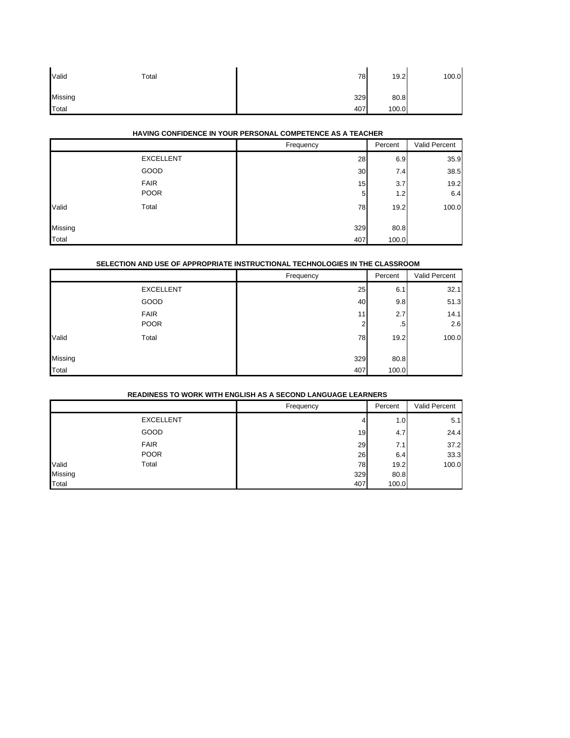| | | Frequency | Percent | Valid Percent |
|---|---|---|---|---|
| Valid | Total | 78 | 19.2 | 100.0 |
| Missing | | 329 | 80.8 | |
| Total | | 407 | 100.0 | |

**HAVING CONFIDENCE IN YOUR PERSONAL COMPETENCE AS A TEACHER**

| | | Frequency | Percent | Valid Percent |
|---|---|---|---|---|
| | EXCELLENT | 28 | 6.9 | 35.9 |
| | GOOD | 30 | 7.4 | 38.5 |
| | FAIR | 15 | 3.7 | 19.2 |
| | POOR | 5 | 1.2 | 6.4 |
| Valid | Total | 78 | 19.2 | 100.0 |
| Missing | | 329 | 80.8 | |
| Total | | 407 | 100.0 | |

**SELECTION AND USE OF APPROPRIATE INSTRUCTIONAL TECHNOLOGIES IN THE CLASSROOM**

| | | Frequency | Percent | Valid Percent |
|---|---|---|---|---|
| | EXCELLENT | 25 | 6.1 | 32.1 |
| | GOOD | 40 | 9.8 | 51.3 |
| | FAIR | 11 | 2.7 | 14.1 |
| | POOR | 2 | .5 | 2.6 |
| Valid | Total | 78 | 19.2 | 100.0 |
| Missing | | 329 | 80.8 | |
| Total | | 407 | 100.0 | |

**READINESS TO WORK WITH ENGLISH AS A SECOND LANGUAGE LEARNERS**

| | | Frequency | Percent | Valid Percent |
|---|---|---|---|---|
| | EXCELLENT | 4 | 1.0 | 5.1 |
| | GOOD | 19 | 4.7 | 24.4 |
| | FAIR | 29 | 7.1 | 37.2 |
| | POOR | 26 | 6.4 | 33.3 |
| Valid | Total | 78 | 19.2 | 100.0 |
| Missing | | 329 | 80.8 | |
| Total | | 407 | 100.0 | |